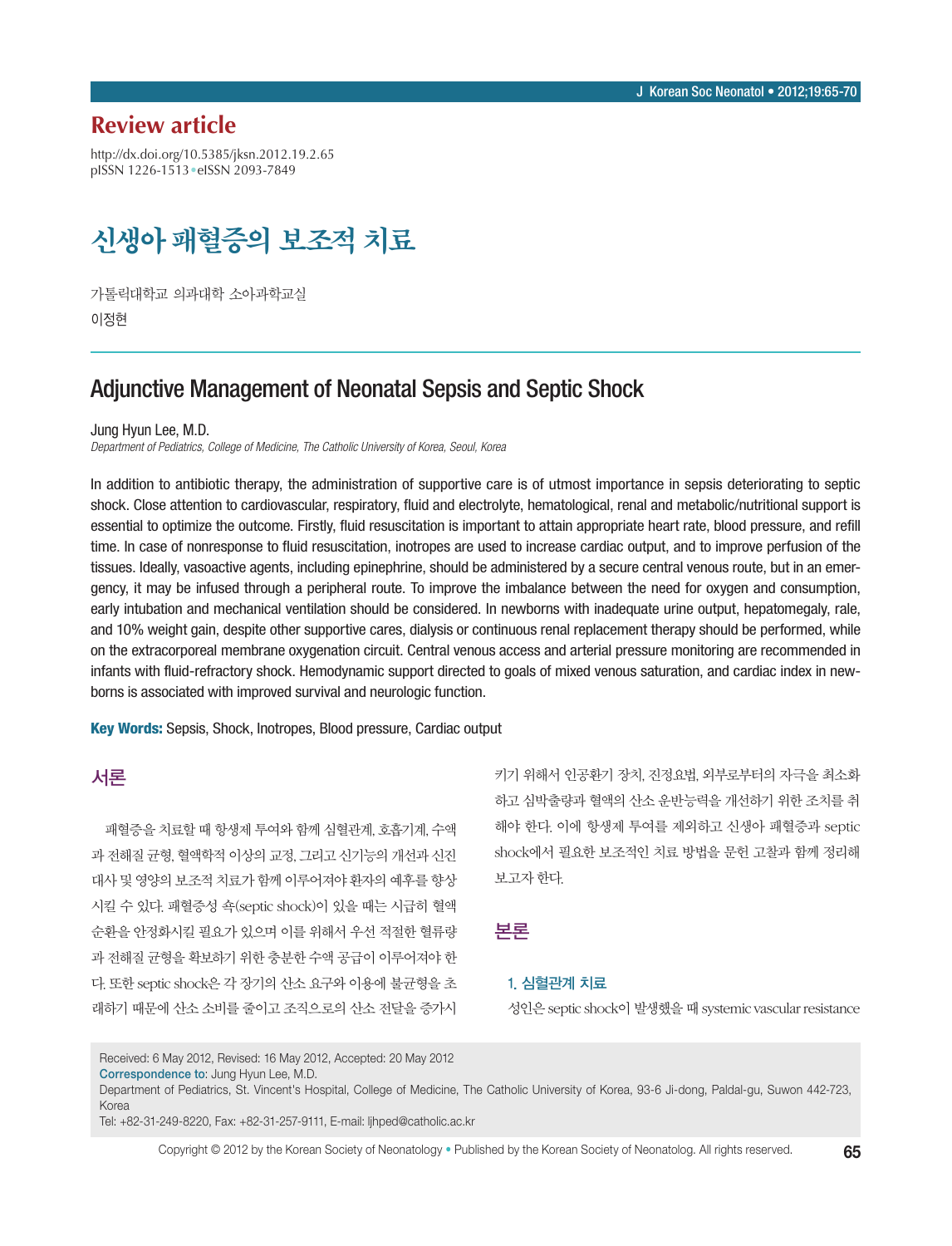## Review article

http://dx.doi.org/10.5385/jksn.2012.19.2.65
pISSN 1226-1513 • eISSN 2093-7849

# 신생아 패혈증의 보조적 치료

가톨릭대학교 의과대학 소아과학교실

이정현

# Adjunctive Management of Neonatal Sepsis and Septic Shock

Jung Hyun Lee, M.D.

*Department of Pediatrics, College of Medicine, The Catholic University of Korea, Seoul, Korea*

In addition to antibiotic therapy, the administration of supportive care is of utmost importance in sepsis deteriorating to septic shock. Close attention to cardiovascular, respiratory, fluid and electrolyte, hematological, renal and metabolic/nutritional support is essential to optimize the outcome. Firstly, fluid resuscitation is important to attain appropriate heart rate, blood pressure, and refill time. In case of nonresponse to fluid resuscitation, inotropes are used to increase cardiac output, and to improve perfusion of the tissues. Ideally, vasoactive agents, including epinephrine, should be administered by a secure central venous route, but in an emergency, it may be infused through a peripheral route. To improve the imbalance between the need for oxygen and consumption, early intubation and mechanical ventilation should be considered. In newborns with inadequate urine output, hepatomegaly, rale, and 10% weight gain, despite other supportive cares, dialysis or continuous renal replacement therapy should be performed, while on the extracorporeal membrane oxygenation circuit. Central venous access and arterial pressure monitoring are recommended in infants with fluid-refractory shock. Hemodynamic support directed to goals of mixed venous saturation, and cardiac index in newborns is associated with improved survival and neurologic function.

**Key Words:** Sepsis, Shock, Inotropes, Blood pressure, Cardiac output

## 서론

패혈증을 치료할 때 항생제 투여와 함께 심혈관계, 호흡기계, 수액과 전해질 균형, 혈액학적 이상의 교정, 그리고 신기능의 개선과 신진대사 및 영양의 보조적 치료가 함께 이루어져야 환자의 예후를 향상시킬 수 있다. 패혈증성 쇽(septic shock)이 있을 때는 시급히 혈액순환을 안정화시킬 필요가 있으며 이를 위해서 우선 적절한 혈류량과 전해질 균형을 확보하기 위한 충분한 수액 공급이 이루어져야 한다. 또한 septic shock은 각 장기의 산소 요구와 이용에 불균형을 초래하기 때문에 산소 소비를 줄이고 조직으로의 산소 전달을 증가시키기 위해서 인공환기 장치, 진정요법, 외부로부터의 자극을 최소화하고 심박출량과 혈액의 산소 운반능력을 개선하기 위한 조치를 취해야 한다. 이에 항생제 투여를 제외하고 신생아 패혈증과 septic shock에서 필요한 보조적인 치료 방법을 문헌 고찰과 함께 정리해 보고자 한다.

## 본론

### 1. 심혈관계 치료

성인은 septic shock이 발생했을 때 systemic vascular resistance

Received: 6 May 2012, Revised: 16 May 2012, Accepted: 20 May 2012
Correspondence to: Jung Hyun Lee, M.D.
Department of Pediatrics, St. Vincent's Hospital, College of Medicine, The Catholic University of Korea, 93-6 Ji-dong, Paldal-gu, Suwon 442-723, Korea
Tel: +82-31-249-8220, Fax: +82-31-257-9111, E-mail: ljhped@catholic.ac.kr

Copyright © 2012 by the Korean Society of Neonatology • Published by the Korean Society of Neonatolog. All rights reserved.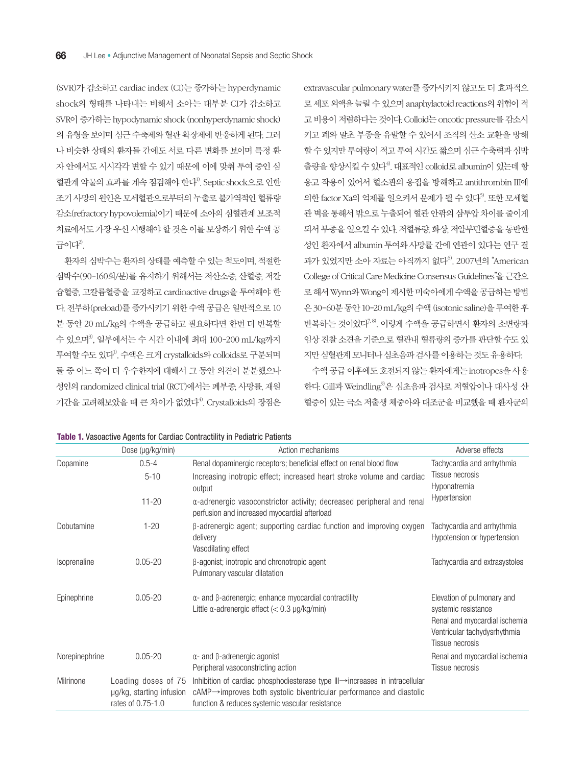(SVR)가 감소하고 cardiac index (CI)는 증가하는 hyperdynamic shock의 형태를 나타내는 비해서 소아는 대부분 CI가 감소하고 SVR이 증가하는 hypodynamic shock (nonhyperdynamic shock)의 유형을 보이며 심근 수축제와 혈관 확장제에 반응하게 된다. 그러나 비슷한 상태의 환자들 간에도 서로 다른 변화를 보이며 특정 환자 안에서도 시시각각 변할 수 있기 때문에 이에 맞춰 투여 중인 심혈관계 약물의 효과를 계속 점검해야 한다[1]. Septic shock으로 인한 조기 사망의 원인은 모세혈관으로부터의 누출로 불가역적인 혈류량 감소(refractory hypovolemia)이기 때문에 소아의 심혈관계 보조적 치료에서도 가장 우선 시행해야 할 것은 이를 보상하기 위한 수액 공급이다[2].

환자의 심박수는 환자의 상태를 예측할 수 있는 척도이며, 적절한 심박수(90-160회/분)를 유지하기 위해서는 저산소증, 산혈증, 저칼슘혈증, 고칼륨혈증을 교정하고 cardioactive drugs를 투여해야 한다. 전부하(preload)를 증가시키기 위한 수액 공급은 일반적으로 10분 동안 20 mL/kg의 수액을 공급하고 필요하다면 한번 더 반복할 수 있으며[3], 일부에서는 수 시간 이내에 최대 100-200 mL/kg까지 투여할 수도 있다[1]. 수액은 크게 crystalloids와 colloids로 구분되며 둘 중 어느 쪽이 더 우수한지에 대해서 그 동안 의견이 분분했으나 성인의 randomized clinical trial (RCT)에서는 폐부종, 사망률, 재원 기간을 고려해보았을 때 큰 차이가 없었다[4]. Crystalloids의 장점은 extravascular pulmonary water를 증가시키지 않고도 더 효과적으로 세포 외액을 늘릴 수 있으며 anaphylactoid reactions의 위험이 적고 비용이 저렴하다는 것이다. Colloid는 oncotic pressure를 감소시키고 폐와 말초 부종을 유발할 수 있어서 조직의 산소 교환을 방해할 수 있지만 투여량이 적고 투여 시간도 짧으며 심근 수축력과 심박출량을 향상시킬 수 있다[4]. 대표적인 colloid로 albumin이 있는데 항응고 작용이 있어서 혈소판의 응집을 방해하고 antithrombin III에 의한 factor Xa의 억제를 일으켜서 문제가 될 수 있다[5]. 또한 모세혈관 벽을 통해서 밖으로 누출되어 혈관 안팎의 삼투압 차이를 줄이게 되서 부종을 일으킬 수 있다. 저혈류량, 화상, 저알부민혈증을 동반한 성인 환자에서 albumin 투여와 사망률 간에 연관이 있다는 연구 결과가 있었지만 소아 자료는 아직까지 없다[6]. 2007년의 "American College of Critical Care Medicine Consensus Guidelines"을 근간으로 해서 Wynn와 Wong이 제시한 미숙아에게 수액을 공급하는 방법은 30-60분 동안 10-20 mL/kg의 수액 (isotonic saline)을 투여한 후 반복하는 것이었다[7,8]. 이렇게 수액을 공급하면서 환자의 소변량과 임상 진찰 소견을 기준으로 혈관내 혈류량의 증가를 판단할 수도 있지만 심혈관계 모니터나 심초음파 검사를 이용하는 것도 유용하다.

수액 공급 이후에도 호전되지 않는 환자에게는 inotropes을 사용한다. Gill과 Weindling[9]은 심초음파 검사로 저혈압이나 대사성 산혈증이 있는 극소 저출생 체중아와 대조군을 비교했을 때 환자군의

**Table 1.** Vasoactive Agents for Cardiac Contractility in Pediatric Patients

| | Dose (μg/kg/min) | Action mechanisms | Adverse effects |
|---|---|---|---|
| Dopamine | 0.5-4 | Renal dopaminergic receptors; beneficial effect on renal blood flow | Tachycardia and arrhythmia<br>Tissue necrosis<br>Hyponatremia<br>Hypertension |
| | 5-10 | Increasing inotropic effect; increased heart stroke volume and cardiac output | |
| | 11-20 | α-adrenergic vasoconstrictor activity; decreased peripheral and renal perfusion and increased myocardial afterload | |
| Dobutamine | 1-20 | β-adrenergic agent; supporting cardiac function and improving oxygen delivery<br>Vasodilating effect | Tachycardia and arrhythmia<br>Hypotension or hypertension |
| Isoprenaline | 0.05-20 | β-agonist; inotropic and chronotropic agent<br>Pulmonary vascular dilatation | Tachycardia and extrasystoles |
| Epinephrine | 0.05-20 | α- and β-adrenergic; enhance myocardial contractility<br>Little α-adrenergic effect (< 0.3 μg/kg/min) | Elevation of pulmonary and systemic resistance<br>Renal and myocardial ischemia<br>Ventricular tachydysrhythmia<br>Tissue necrosis |
| Norepinephrine | 0.05-20 | α- and β-adrenergic agonist<br>Peripheral vasoconstricting action | Renal and myocardial ischemia<br>Tissue necrosis |
| Milrinone | Loading doses of 75 μg/kg, starting infusion rates of 0.75-1.0 | Inhibition of cardiac phosphodiesterase type III→increases in intracellular cAMP→improves both systolic biventricular performance and diastolic function & reduces systemic vascular resistance | |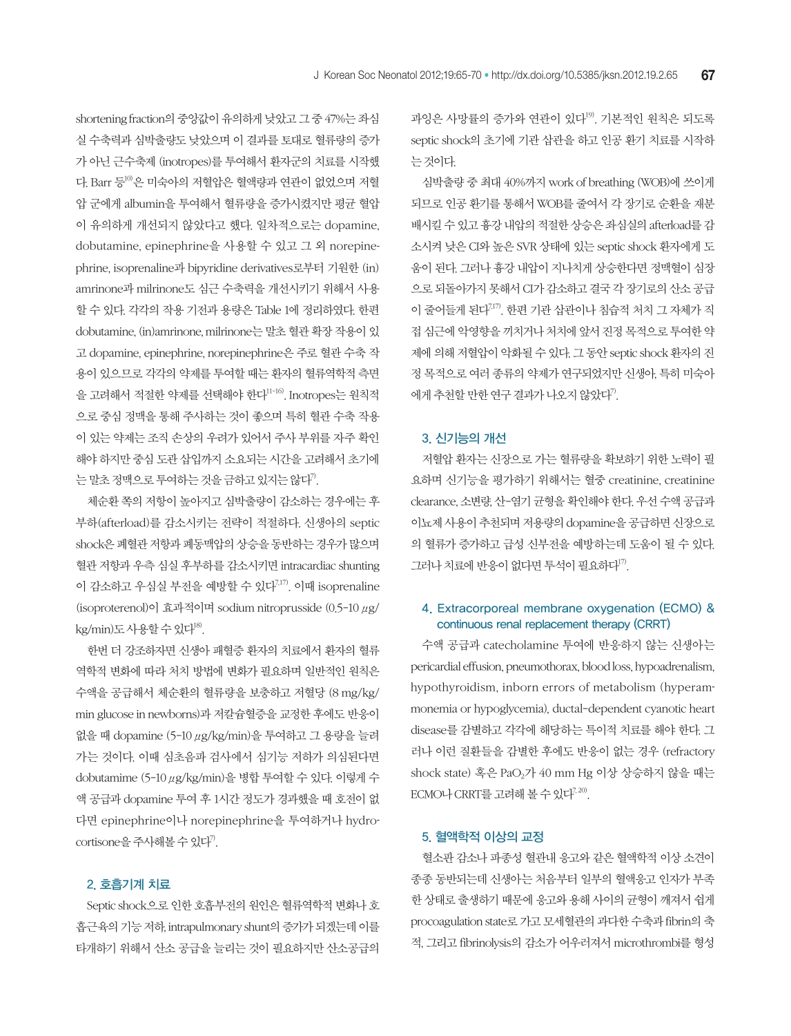shortening fraction의 중앙값이 유의하게 낮았고 그 중 47%는 좌심실 수축력과 심박출량도 낮았으며 이 결과를 토대로 혈류량의 증가가 아닌 근수축제 (inotropes)를 투여해서 환자군의 치료를 시작했다. Barr 등[10]은 미숙아의 저혈압은 혈액량과 연관이 없었으며 저혈압 군에게 albumin을 투여해서 혈류량을 증가시켰지만 평균 혈압이 유의하게 개선되지 않았다고 했다. 일차적으로는 dopamine, dobutamine, epinephrine을 사용할 수 있고 그 외 norepinephrine, isoprenaline과 bipyridine derivatives로부터 기원한 (in)amrinone과 milrinone도 심근 수축력을 개선시키기 위해서 사용할 수 있다. 각각의 작용 기전과 용량은 Table 1에 정리하였다. 한편 dobutamine, (in)amrinone, milrinone는 말초 혈관 확장 작용이 있고 dopamine, epinephrine, norepinephrine은 주로 혈관 수축 작용이 있으므로 각각의 약제를 투여할 때는 환자의 혈류역학적 측면을 고려해서 적절한 약제를 선택해야 한다[11-16]. Inotropes는 원칙적으로 중심 정맥을 통해 주사하는 것이 좋으며 특히 혈관 수축 작용이 있는 약제는 조직 손상의 우려가 있어서 주사 부위를 자주 확인해야 하지만 중심 도관 삽입까지 소요되는 시간을 고려해서 초기에는 말초 정맥으로 투여하는 것을 금하고 있지는 않다[7].

체순환 쪽의 저항이 높아지고 심박출량이 감소하는 경우에는 후부하(afterload)를 감소시키는 전략이 적절하다. 신생아의 septic shock은 폐혈관 저항과 폐동맥압의 상승을 동반하는 경우가 많으며 혈관 저항과 우측 심실 후부하를 감소시키면 intracardiac shunting이 감소하고 우심실 부전을 예방할 수 있다[7,17]. 이때 isoprenaline (isoproterenol)이 효과적이며 sodium nitroprusside (0.5-10 μg/kg/min)도 사용할 수 있다[18].

한번 더 강조하자면 신생아 패혈증 환자의 치료에서 환자의 혈류역학적 변화에 따라 처치 방법에 변화가 필요하며 일반적인 원칙은 수액을 공급해서 체순환의 혈류량을 보충하고 저혈당 (8 mg/kg/min glucose in newborns)과 저칼슘혈증을 교정한 후에도 반응이 없을 때 dopamine (5-10 μg/kg/min)을 투여하고 그 용량을 늘려가는 것이다. 이때 심초음파 검사에서 심기능 저하가 의심된다면 dobutamime (5-10 μg/kg/min)을 병합 투여할 수 있다. 이렇게 수액 공급과 dopamine 투여 후 1시간 정도가 경과했을 때 호전이 없다면 epinephrine이나 norepinephrine을 투여하거나 hydrocortisone을 주사해볼 수 있다[7].

## 2. 호흡기계 치료

Septic shock으로 인한 호흡부전의 원인은 혈류역학적 변화나 호흡근육의 기능 저하, intrapulmonary shunt의 증가가 되겠는데 이를 타개하기 위해서 산소 공급을 늘리는 것이 필요하지만 산소공급의 과잉은 사망률의 증가와 연관이 있다[19]. 기본적인 원칙은 되도록 septic shock의 초기에 기관 삽관을 하고 인공 환기 치료를 시작하는 것이다.

심박출량 중 최대 40%까지 work of breathing (WOB)에 쓰이게 되므로 인공 환기를 통해서 WOB를 줄여서 각 장기로 순환을 재분배시킬 수 있고 흉강 내압의 적절한 상승은 좌심실의 afterload를 감소시켜 낮은 CI와 높은 SVR 상태에 있는 septic shock 환자에게 도움이 된다. 그러나 흉강 내압이 지나치게 상승한다면 정맥혈이 심장으로 되돌아가지 못해서 CI가 감소하고 결국 각 장기로의 산소 공급이 줄어들게 된다[7,17]. 한편 기관 삽관이나 침습적 처치 그 자체가 직접 심근에 악영향을 끼치거나 처치에 앞서 진정 목적으로 투여한 약제에 의해 저혈압이 악화될 수 있다. 그 동안 septic shock 환자의 진정 목적으로 여러 종류의 약제가 연구되었지만 신생아, 특히 미숙아에게 추천할 만한 연구 결과가 나오지 않았다[7].

## 3. 신기능의 개선

저혈압 환자는 신장으로 가는 혈류량을 확보하기 위한 노력이 필요하며 신기능을 평가하기 위해서는 혈중 creatinine, creatinine clearance, 소변량, 산-염기 균형을 확인해야 한다. 우선 수액 공급과 이뇨제 사용이 추천되며 저용량의 dopamine을 공급하면 신장으로의 혈류가 증가하고 급성 신부전을 예방하는데 도움이 될 수 있다. 그러나 치료에 반응이 없다면 투석이 필요하다[17].

## 4. Extracorporeal membrane oxygenation (ECMO) & continuous renal replacement therapy (CRRT)

수액 공급과 catecholamine 투여에 반응하지 않는 신생아는 pericardial effusion, pneumothorax, blood loss, hypoadrenalism, hypothyroidism, inborn errors of metabolism (hyperammonemia or hypoglycemia), ductal-dependent cyanotic heart disease를 감별하고 각각에 해당하는 특이적 치료를 해야 한다. 그러나 이런 질환들을 감별한 후에도 반응이 없는 경우 (refractory shock state) 혹은 $PaO_2$가 40 mm Hg 이상 상승하지 않을 때는 ECMO나 CRRT를 고려해 볼 수 있다[7,20].

## 5. 혈액학적 이상의 교정

혈소판 감소나 파종성 혈관내 응고와 같은 혈액학적 이상 소견이 종종 동반되는데 신생아는 처음부터 일부의 혈액응고 인자가 부족한 상태로 출생하기 때문에 응고와 용해 사이의 균형이 깨져서 쉽게 procoagulation state로 가고 모세혈관의 과다한 수축과 fibrin의 축적, 그리고 fibrinolysis의 감소가 어우러져서 microthrombi를 형성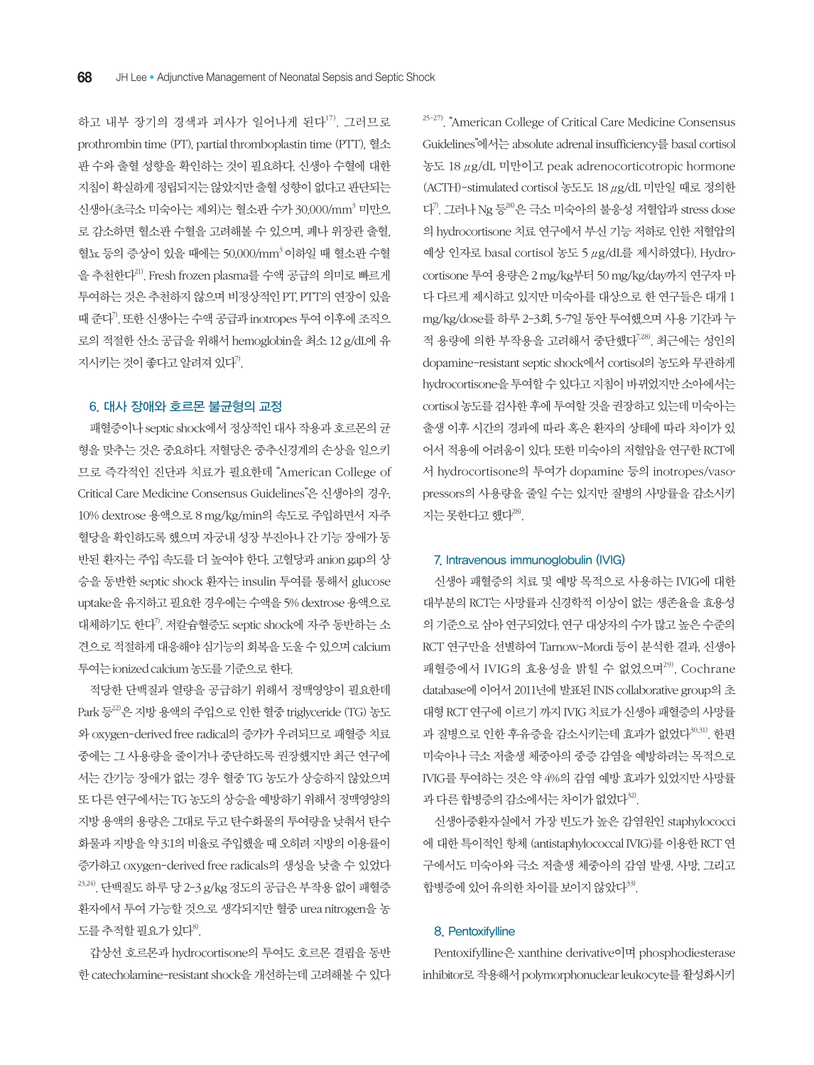하고 내부 장기의 경색과 괴사가 일어나게 된다[17]. 그러므로 prothrombin time (PT), partial thromboplastin time (PTT), 혈소판 수와 출혈 성향을 확인하는 것이 필요하다. 신생아 수혈에 대한 지침이 확실하게 정립되지는 않았지만 출혈 성향이 없다고 판단되는 신생아(초극소 미숙아는 제외)는 혈소판 수가 30,000/mm$^3$ 미만으로 감소하면 혈소판 수혈을 고려해볼 수 있으며, 폐나 위장관 출혈, 혈뇨 등의 증상이 있을 때에는 50,000/mm$^3$ 이하일 때 혈소판 수혈을 추천한다[21]. Fresh frozen plasma를 수액 공급의 의미로 빠르게 투여하는 것은 추천하지 않으며 비정상적인 PT, PTT의 연장이 있을 때 준다[7]. 또한 신생아는 수액 공급과 inotropes 투여 이후에 조직으로의 적절한 산소 공급을 위해서 hemoglobin을 최소 12 g/dL에 유지시키는 것이 좋다고 알려져 있다[7].

### 6. 대사 장애와 호르몬 불균형의 교정

패혈증이나 septic shock에서 정상적인 대사 작용과 호르몬의 균형을 맞추는 것은 중요하다. 저혈당은 중추신경계의 손상을 일으키므로 즉각적인 진단과 치료가 필요한데 "American College of Critical Care Medicine Consensus Guidelines"은 신생아의 경우, 10% dextrose 용액으로 8 mg/kg/min의 속도로 주입하면서 자주 혈당을 확인하도록 했으며 자궁내 성장 부진이나 간 기능 장애가 동반된 환자는 주입 속도를 더 높여야 한다. 고혈당과 anion gap의 상승을 동반한 septic shock 환자는 insulin 투여를 통해서 glucose uptake을 유지하고 필요한 경우에는 수액을 5% dextrose 용액으로 대체하기도 한다[7]. 저칼슘혈증도 septic shock에 자주 동반하는 소견으로 적절하게 대응해야 심기능의 회복을 도울 수 있으며 calcium 투여는 ionized calcium 농도를 기준으로 한다.

적당한 단백질과 열량을 공급하기 위해서 정맥영양이 필요한데 Park 등[22]은 지방 용액의 주입으로 인한 혈중 triglyceride (TG) 농도와 oxygen-derived free radical의 증가가 우려되므로 패혈증 치료 중에는 그 사용량을 줄이거나 중단하도록 권장했지만 최근 연구에서는 간기능 장애가 없는 경우 혈중 TG 농도가 상승하지 않았으며 또 다른 연구에서는 TG 농도의 상승을 예방하기 위해서 정맥영양의 지방 용액의 용량은 그대로 두고 탄수화물의 투여량을 낮춰서 탄수화물과 지방을 약 3:1의 비율로 주입했을 때 오히려 지방의 이용률이 증가하고 oxygen-derived free radicals의 생성을 낮출 수 있었다[23,24]. 단백질도 하루 당 2-3 g/kg 정도의 공급은 부작용 없이 패혈증 환자에서 투여 가능할 것으로 생각되지만 혈중 urea nitrogen을 농도를 추적할 필요가 있다[8].

갑상선 호르몬과 hydrocortisone의 투여도 호르몬 결핍을 동반한 catecholamine-resistant shock을 개선하는데 고려해볼 수 있다[25-27]. "American College of Critical Care Medicine Consensus Guidelines"에서는 absolute adrenal insufficiency를 basal cortisol 농도 18 μg/dL 미만이고 peak adrenocorticotropic hormone (ACTH)-stimulated cortisol 농도도 18 μg/dL 미만일 때로 정의한다[7]. 그러나 Ng 등[28]은 극소 미숙아의 불응성 저혈압과 stress dose의 hydrocortisone 치료 연구에서 부신 기능 저하로 인한 저혈압의 예상 인자로 basal cortisol 농도 5 μg/dL를 제시하였다). Hydrocortisone 투여 용량은 2 mg/kg부터 50 mg/kg/day까지 연구자 마다 다르게 제시하고 있지만 미숙아를 대상으로 한 연구들은 대개 1 mg/kg/dose를 하루 2-3회, 5-7일 동안 투여했으며 사용 기간과 누적 용량에 의한 부작용을 고려해서 중단했다[7,28]. 최근에는 성인의 dopamine-resistant septic shock에서 cortisol의 농도와 무관하게 hydrocortisone을 투여할 수 있다고 지침이 바뀌었지만 소아에서는 cortisol 농도를 검사한 후에 투여할 것을 권장하고 있는데 미숙아는 출생 이후 시간의 경과에 따라 혹은 환자의 상태에 따라 차이가 있어서 적용에 어려움이 있다. 또한 미숙아의 저혈압을 연구한 RCT에서 hydrocortisone의 투여가 dopamine 등의 inotropes/vasopressors의 사용량을 줄일 수는 있지만 질병의 사망률을 감소시키지는 못한다고 했다[28].

### 7. Intravenous immunoglobulin (IVIG)

신생아 패혈증의 치료 및 예방 목적으로 사용하는 IVIG에 대한 대부분의 RCT는 사망률과 신경학적 이상이 없는 생존율을 효용성의 기준으로 삼아 연구되었다. 연구 대상자의 수가 많고 높은 수준의 RCT 연구만을 선별하여 Tarnow-Mordi 등이 분석한 결과, 신생아 패혈증에서 IVIG의 효용성을 밝힐 수 없었으며[29], Cochrane database에 이어서 2011년에 발표된 INIS collaborative group의 초대형 RCT 연구에 이르기 까지 IVIG 치료가 신생아 패혈증의 사망률과 질병으로 인한 후유증을 감소시키는데 효과가 없었다[30,31]. 한편 미숙아나 극소 저출생 체중아의 중증 감염을 예방하려는 목적으로 IVIG를 투여하는 것은 약 4%의 감염 예방 효과가 있었지만 사망률과 다른 합병증의 감소에서는 차이가 없었다[32].

신생아중환자실에서 가장 빈도가 높은 감염원인 staphylococci에 대한 특이적인 항체 (antistaphylococcal IVIG)를 이용한 RCT 연구에서도 미숙아와 극소 저출생 체중아의 감염 발생, 사망, 그리고 합병증에 있어 유의한 차이를 보이지 않았다[33].

### 8. Pentoxifylline

Pentoxifylline은 xanthine derivative이며 phosphodiesterase inhibitor로 작용해서 polymorphonuclear leukocyte를 활성화시키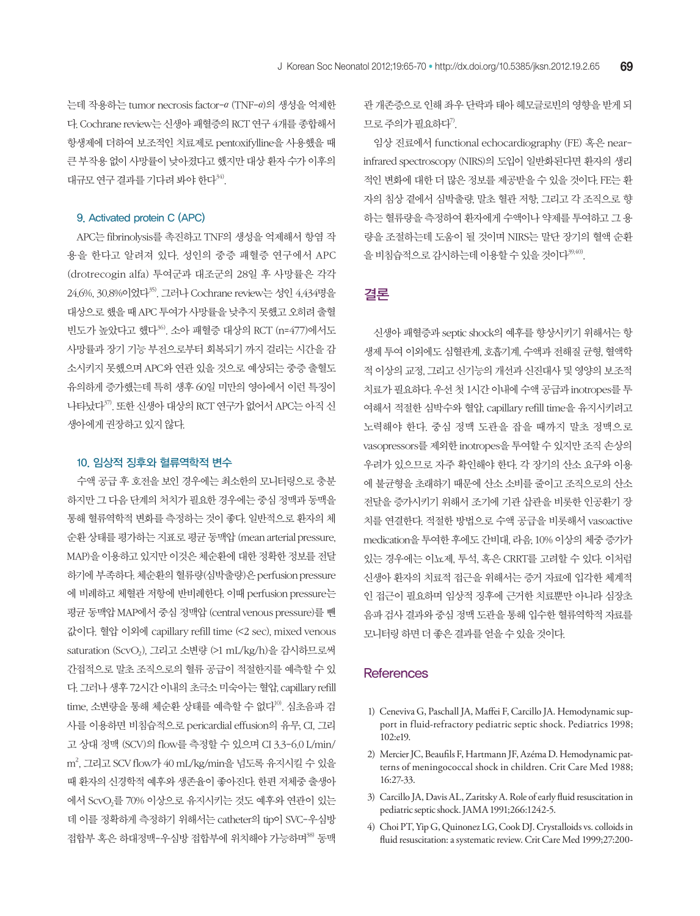는데 작용하는 tumor necrosis factor-$\alpha$ (TNF-$\alpha$)의 생성을 억제한다. Cochrane review는 신생아 패혈증의 RCT 연구 4개를 종합해서 항생제에 더하여 보조적인 치료제로 pentoxifylline을 사용했을 때 큰 부작용 없이 사망률이 낮아졌다고 했지만 대상 환자 수가 이후의 대규모 연구 결과를 기다려 봐야 한다[34].

### 9. Activated protein C (APC)

APC는 fibrinolysis를 촉진하고 TNF의 생성을 억제해서 항염 작용을 한다고 알려져 있다. 성인의 중증 패혈증 연구에서 APC (drotrecogin alfa) 투여군과 대조군의 28일 후 사망률은 각각 24.6%, 30.8%이었다[35]. 그러나 Cochrane review는 성인 4,434명을 대상으로 했을 때 APC 투여가 사망률을 낮추지 못했고 오히려 출혈 빈도가 높았다고 했다[36]. 소아 패혈증 대상의 RCT (n=477)에서도 사망률과 장기 기능 부전으로부터 회복되기 까지 걸리는 시간을 감소시키지 못했으며 APC와 연관 있을 것으로 예상되는 중증 출혈도 유의하게 증가했는데 특히 생후 60일 미만의 영아에서 이런 특징이 나타났다[37]. 또한 신생아 대상의 RCT 연구가 없어서 APC는 아직 신생아에게 권장하고 있지 않다.

### 10. 임상적 징후와 혈류역학적 변수

수액 공급 후 호전을 보인 경우에는 최소한의 모니터링으로 충분하지만 그 다음 단계의 처치가 필요한 경우에는 중심 정맥과 동맥을 통해 혈류역학적 변화를 측정하는 것이 좋다. 일반적으로 환자의 체순환 상태를 평가하는 지표로 평균 동맥압 (mean arterial pressure, MAP)을 이용하고 있지만 이것은 체순환에 대한 정확한 정보를 전달하기에 부족하다. 체순환의 혈류량(심박출량)은 perfusion pressure에 비례하고 체혈관 저항에 반비례한다. 이때 perfusion pressure는 평균 동맥압 MAP에서 중심 정맥압 (central venous pressure)를 뺀 값이다. 혈압 이외에 capillary refill time (<2 sec), mixed venous saturation ($ScvO_2$), 그리고 소변량 (>1 mL/kg/h)을 감시하므로써 간접적으로 말초 조직으로의 혈류 공급이 적절한지를 예측할 수 있다. 그러나 생후 72시간 이내의 초극소 미숙아는 혈압, capillary refill time, 소변량을 통해 체순환 상태를 예측할 수 없다[10]. 심초음파 검사를 이용하면 비침습적으로 pericardial effusion의 유무, CI, 그리고 상대 정맥 (SCV)의 flow를 측정할 수 있으며 CI 3.3-6.0 L/min/m$^2$, 그리고 SCV flow가 40 mL/kg/min을 넘도록 유지시킬 수 있을 때 환자의 신경학적 예후와 생존율이 좋아진다. 한편 저체중 출생아에서 $ScvO_2$를 70% 이상으로 유지시키는 것도 예후와 연관이 있는데 이를 정확하게 측정하기 위해서는 catheter의 tip이 SVC-우심방 접합부 혹은 하대정맥-우심방 접합부에 위치해야 가능하며[38] 동맥관 개존증으로 인해 좌우 단락과 태아 헤모글로빈의 영향을 받게 되므로 주의가 필요하다[7].

임상 진료에서 functional echocardiography (FE) 혹은 near-infrared spectroscopy (NIRS)의 도입이 일반화된다면 환자의 생리적인 변화에 대한 더 많은 정보를 제공받을 수 있을 것이다. FE는 환자의 침상 곁에서 심박출량, 말초 혈관 저항, 그리고 각 조직으로 향하는 혈류량을 측정하여 환자에게 수액이나 약제를 투여하고 그 용량을 조절하는데 도움이 될 것이며 NIRS는 말단 장기의 혈액 순환을 비침습적으로 감시하는데 이용할 수 있을 것이다[39,40].

## 결론

신생아 패혈증과 septic shock의 예후를 향상시키기 위해서는 항생제 투여 이외에도 심혈관계, 호흡기계, 수액과 전해질 균형, 혈액학적 이상의 교정, 그리고 신기능의 개선과 신진대사 및 영양의 보조적 치료가 필요하다. 우선 첫 1시간 이내에 수액 공급과 inotropes를 투여해서 적절한 심박수와 혈압, capillary refill time을 유지시키려고 노력해야 한다. 중심 정맥 도관을 잡을 때까지 말초 정맥으로 vasopressors를 제외한 inotropes을 투여할 수 있지만 조직 손상의 우려가 있으므로 자주 확인해야 한다. 각 장기의 산소 요구와 이용에 불균형을 초래하기 때문에 산소 소비를 줄이고 조직으로의 산소 전달을 증가시키기 위해서 조기에 기관 삽관을 비롯한 인공환기 장치를 연결한다. 적절한 방법으로 수액 공급을 비롯해서 vasoactive medication을 투여한 후에도 간비대, 라음, 10% 이상의 체중 증가가 있는 경우에는 이뇨제, 투석, 혹은 CRRT를 고려할 수 있다. 이처럼 신생아 환자의 치료적 접근을 위해서는 증거 자료에 입각한 체계적인 접근이 필요하며 임상적 징후에 근거한 치료뿐만 아니라 심장초음파 검사 결과와 중심 정맥 도관을 통해 입수한 혈류역학적 자료를 모니터링 하면 더 좋은 결과를 얻을 수 있을 것이다.

## References

1) Ceneviva G, Paschall JA, Maffei F, Carcillo JA. Hemodynamic support in fluid-refractory pediatric septic shock. Pediatrics 1998;102:e19.
2) Mercier JC, Beaufils F, Hartmann JF, Azéma D. Hemodynamic patterns of meningococcal shock in children. Crit Care Med 1988;16:27-33.
3) Carcillo JA, Davis AL, Zaritsky A. Role of early fluid resuscitation in pediatric septic shock. JAMA 1991;266:1242-5.
4) Choi PT, Yip G, Quinonez LG, Cook DJ. Crystalloids vs. colloids in fluid resuscitation: a systematic review. Crit Care Med 1999;27:200-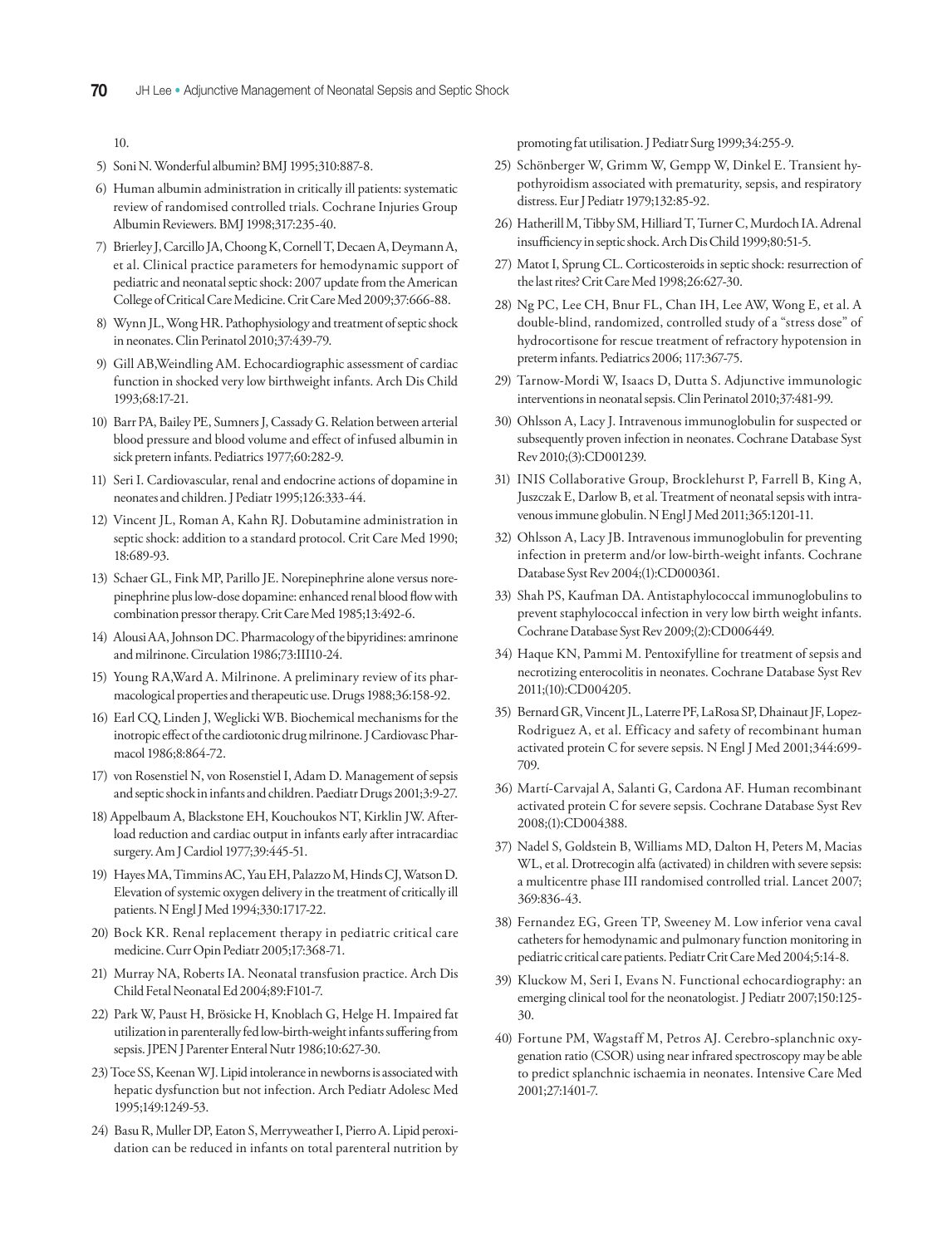10.

5) Soni N. Wonderful albumin? BMJ 1995;310:887-8.

6) Human albumin administration in critically ill patients: systematic review of randomised controlled trials. Cochrane Injuries Group Albumin Reviewers. BMJ 1998;317:235-40.

7) Brierley J, Carcillo JA, Choong K, Cornell T, Decaen A, Deymann A, et al. Clinical practice parameters for hemodynamic support of pediatric and neonatal septic shock: 2007 update from the American College of Critical Care Medicine. Crit Care Med 2009;37:666-88.

8) Wynn JL, Wong HR. Pathophysiology and treatment of septic shock in neonates. Clin Perinatol 2010;37:439-79.

9) Gill AB,Weindling AM. Echocardiographic assessment of cardiac function in shocked very low birthweight infants. Arch Dis Child 1993;68:17-21.

10) Barr PA, Bailey PE, Sumners J, Cassady G. Relation between arterial blood pressure and blood volume and effect of infused albumin in sick pretern infants. Pediatrics 1977;60:282-9.

11) Seri I. Cardiovascular, renal and endocrine actions of dopamine in neonates and children. J Pediatr 1995;126:333-44.

12) Vincent JL, Roman A, Kahn RJ. Dobutamine administration in septic shock: addition to a standard protocol. Crit Care Med 1990; 18:689-93.

13) Schaer GL, Fink MP, Parillo JE. Norepinephrine alone versus norepinephrine plus low-dose dopamine: enhanced renal blood flow with combination pressor therapy. Crit Care Med 1985;13:492-6.

14) Alousi AA, Johnson DC. Pharmacology of the bipyridines: amrinone and milrinone. Circulation 1986;73:III10-24.

15) Young RA,Ward A. Milrinone. A preliminary review of its pharmacological properties and therapeutic use. Drugs 1988;36:158-92.

16) Earl CQ, Linden J, Weglicki WB. Biochemical mechanisms for the inotropic effect of the cardiotonic drug milrinone. J Cardiovasc Pharmacol 1986;8:864-72.

17) von Rosenstiel N, von Rosenstiel I, Adam D. Management of sepsis and septic shock in infants and children. Paediatr Drugs 2001;3:9-27.

18) Appelbaum A, Blackstone EH, Kouchoukos NT, Kirklin JW. Afterload reduction and cardiac output in infants early after intracardiac surgery. Am J Cardiol 1977;39:445-51.

19) Hayes MA, Timmins AC, Yau EH, Palazzo M, Hinds CJ, Watson D. Elevation of systemic oxygen delivery in the treatment of critically ill patients. N Engl J Med 1994;330:1717-22.

20) Bock KR. Renal replacement therapy in pediatric critical care medicine. Curr Opin Pediatr 2005;17:368-71.

21) Murray NA, Roberts IA. Neonatal transfusion practice. Arch Dis Child Fetal Neonatal Ed 2004;89:F101-7.

22) Park W, Paust H, Brösicke H, Knoblach G, Helge H. Impaired fat utilization in parenterally fed low-birth-weight infants suffering from sepsis. JPEN J Parenter Enteral Nutr 1986;10:627-30.

23) Toce SS, Keenan WJ. Lipid intolerance in newborns is associated with hepatic dysfunction but not infection. Arch Pediatr Adolesc Med 1995;149:1249-53.

24) Basu R, Muller DP, Eaton S, Merryweather I, Pierro A. Lipid peroxidation can be reduced in infants on total parenteral nutrition by promoting fat utilisation. J Pediatr Surg 1999;34:255-9.

25) Schönberger W, Grimm W, Gempp W, Dinkel E. Transient hypothyroidism associated with prematurity, sepsis, and respiratory distress. Eur J Pediatr 1979;132:85-92.

26) Hatherill M, Tibby SM, Hilliard T, Turner C, Murdoch IA. Adrenal insufficiency in septic shock. Arch Dis Child 1999;80:51-5.

27) Matot I, Sprung CL. Corticosteroids in septic shock: resurrection of the last rites? Crit Care Med 1998;26:627-30.

28) Ng PC, Lee CH, Bnur FL, Chan IH, Lee AW, Wong E, et al. A double-blind, randomized, controlled study of a "stress dose" of hydrocortisone for rescue treatment of refractory hypotension in preterm infants. Pediatrics 2006; 117:367-75.

29) Tarnow-Mordi W, Isaacs D, Dutta S. Adjunctive immunologic interventions in neonatal sepsis. Clin Perinatol 2010;37:481-99.

30) Ohlsson A, Lacy J. Intravenous immunoglobulin for suspected or subsequently proven infection in neonates. Cochrane Database Syst Rev 2010;(3):CD001239.

31) INIS Collaborative Group, Brocklehurst P, Farrell B, King A, Juszczak E, Darlow B, et al. Treatment of neonatal sepsis with intravenous immune globulin. N Engl J Med 2011;365:1201-11.

32) Ohlsson A, Lacy JB. Intravenous immunoglobulin for preventing infection in preterm and/or low-birth-weight infants. Cochrane Database Syst Rev 2004;(1):CD000361.

33) Shah PS, Kaufman DA. Antistaphylococcal immunoglobulins to prevent staphylococcal infection in very low birth weight infants. Cochrane Database Syst Rev 2009;(2):CD006449.

34) Haque KN, Pammi M. Pentoxifylline for treatment of sepsis and necrotizing enterocolitis in neonates. Cochrane Database Syst Rev 2011;(10):CD004205.

35) Bernard GR, Vincent JL, Laterre PF, LaRosa SP, Dhainaut JF, Lopez-Rodriguez A, et al. Efficacy and safety of recombinant human activated protein C for severe sepsis. N Engl J Med 2001;344:699-709.

36) Martí-Carvajal A, Salanti G, Cardona AF. Human recombinant activated protein C for severe sepsis. Cochrane Database Syst Rev 2008;(1):CD004388.

37) Nadel S, Goldstein B, Williams MD, Dalton H, Peters M, Macias WL, et al. Drotrecogin alfa (activated) in children with severe sepsis: a multicentre phase III randomised controlled trial. Lancet 2007; 369:836-43.

38) Fernandez EG, Green TP, Sweeney M. Low inferior vena caval catheters for hemodynamic and pulmonary function monitoring in pediatric critical care patients. Pediatr Crit Care Med 2004;5:14-8.

39) Kluckow M, Seri I, Evans N. Functional echocardiography: an emerging clinical tool for the neonatologist. J Pediatr 2007;150:125-30.

40) Fortune PM, Wagstaff M, Petros AJ. Cerebro-splanchnic oxygenation ratio (CSOR) using near infrared spectroscopy may be able to predict splanchnic ischaemia in neonates. Intensive Care Med 2001;27:1401-7.